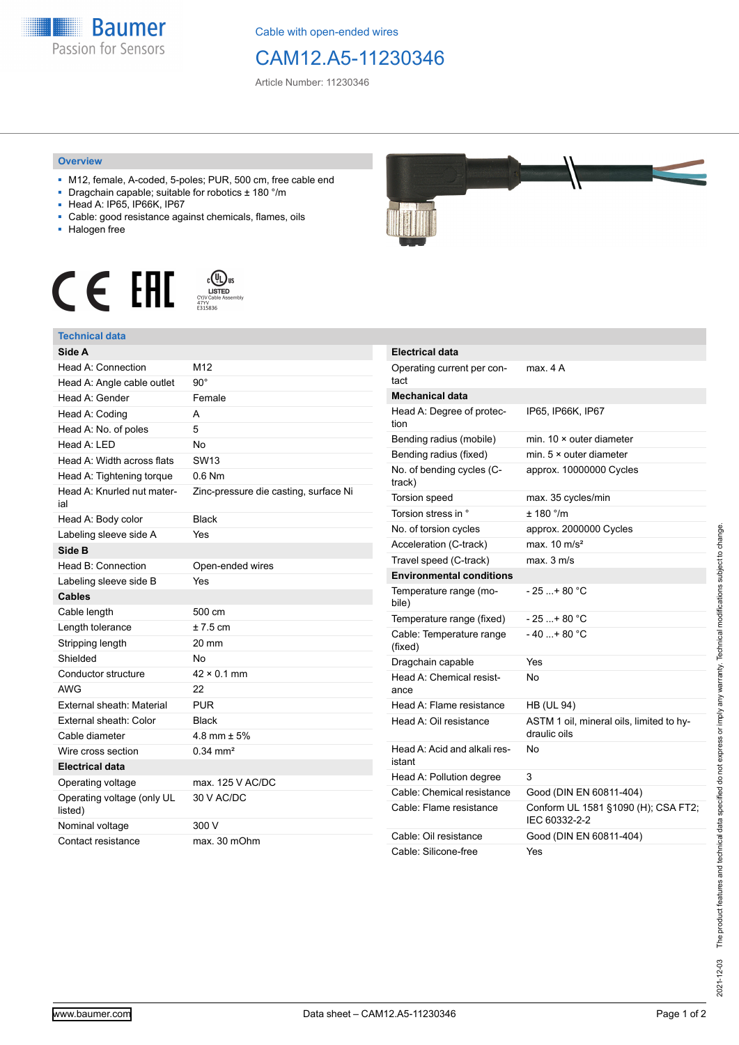Cable with open-ended wires

# CAM12.A5-11230346

Article Number: 11230346

## Overview

- M12, female, A-coded, 5-poles; PUR, 500 cm, free cable end
- Dragchain capable; suitable for robotics ± 180 °/m
- Head A: IP65, IP66K, IP67
- Cable: good resistance against chemicals, flames, oils
- Halogen free

## Technical data

| **Side A** | |
|---|---|
| Head A: Connection | M12 |
| Head A: Angle cable outlet | 90° |
| Head A: Gender | Female |
| Head A: Coding | A |
| Head A: No. of poles | 5 |
| Head A: LED | No |
| Head A: Width across flats | SW13 |
| Head A: Tightening torque | 0.6 Nm |
| Head A: Knurled nut material | Zinc-pressure die casting, surface Ni |
| Head A: Body color | Black |
| Labeling sleeve side A | Yes |
| **Side B** | |
| Head B: Connection | Open-ended wires |
| Labeling sleeve side B | Yes |
| **Cables** | |
| Cable length | 500 cm |
| Length tolerance | ± 7.5 cm |
| Stripping length | 20 mm |
| Shielded | No |
| Conductor structure | 42 × 0.1 mm |
| AWG | 22 |
| External sheath: Material | PUR |
| External sheath: Color | Black |
| Cable diameter | 4.8 mm ± 5% |
| Wire cross section | 0.34 mm² |
| **Electrical data** | |
| Operating voltage | max. 125 V AC/DC |
| Operating voltage (only UL listed) | 30 V AC/DC |
| Nominal voltage | 300 V |
| Contact resistance | max. 30 mOhm |

| **Electrical data** | |
|---|---|
| Operating current per contact | max. 4 A |
| **Mechanical data** | |
| Head A: Degree of protection | IP65, IP66K, IP67 |
| Bending radius (mobile) | min. 10 × outer diameter |
| Bending radius (fixed) | min. 5 × outer diameter |
| No. of bending cycles (C-track) | approx. 10000000 Cycles |
| Torsion speed | max. 35 cycles/min |
| Torsion stress in ° | ± 180 °/m |
| No. of torsion cycles | approx. 2000000 Cycles |
| Acceleration (C-track) | max. 10 m/s² |
| Travel speed (C-track) | max. 3 m/s |
| **Environmental conditions** | |
| Temperature range (mobile) | - 25 ...+ 80 °C |
| Temperature range (fixed) | - 25 ...+ 80 °C |
| Cable: Temperature range (fixed) | - 40 ...+ 80 °C |
| Dragchain capable | Yes |
| Head A: Chemical resistance | No |
| Head A: Flame resistance | HB (UL 94) |
| Head A: Oil resistance | ASTM 1 oil, mineral oils, limited to hydraulic oils |
| Head A: Acid and alkali resistant | No |
| Head A: Pollution degree | 3 |
| Cable: Chemical resistance | Good (DIN EN 60811-404) |
| Cable: Flame resistance | Conform UL 1581 §1090 (H); CSA FT2; IEC 60332-2-2 |
| Cable: Oil resistance | Good (DIN EN 60811-404) |
| Cable: Silicone-free | Yes |

2021-12-03 The product features and technical data specified do not express or imply any warranty. Technical modifications subject to change.

www.baumer.com — Data sheet – CAM12.A5-11230346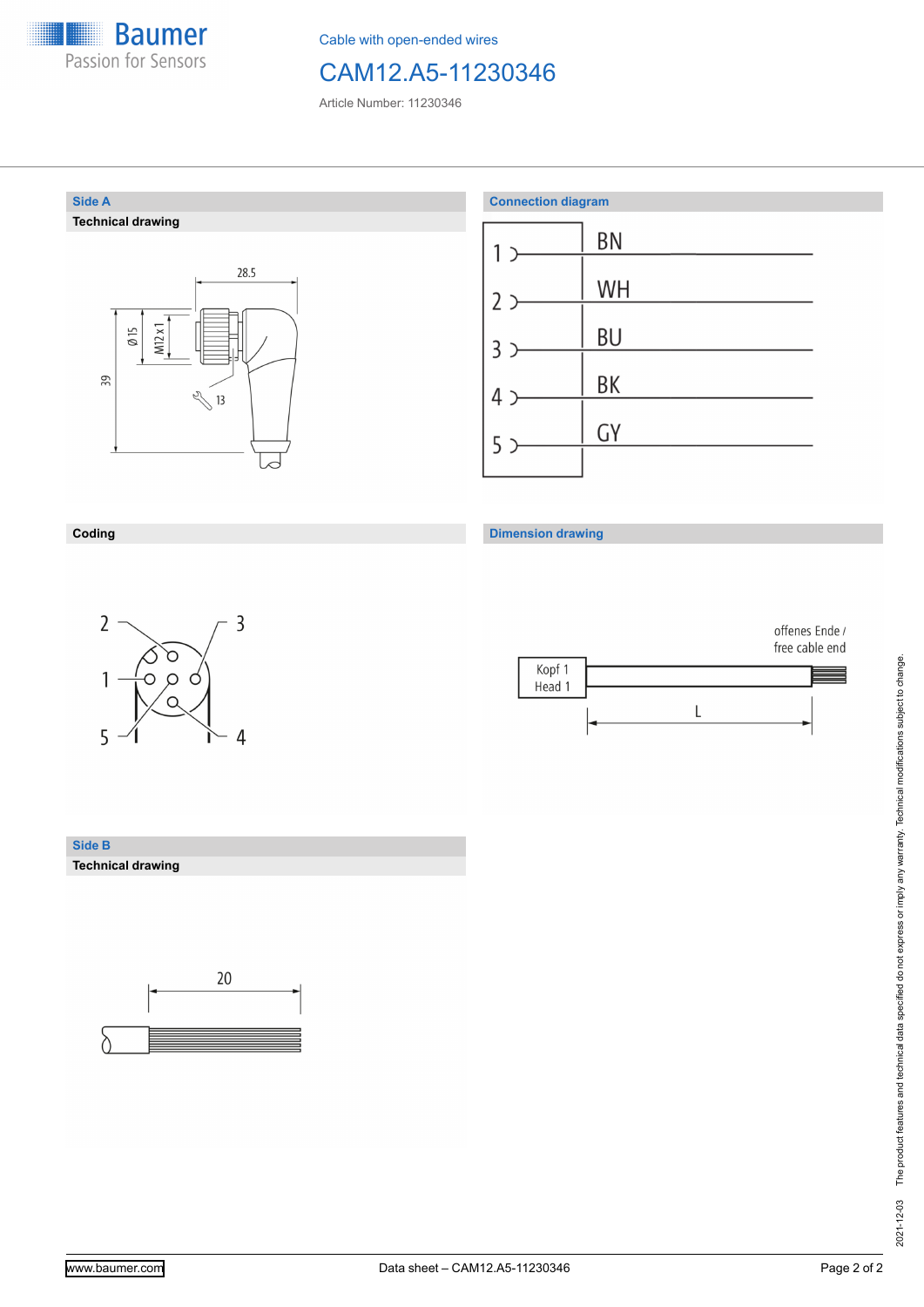Cable with open-ended wires

# CAM12.A5-11230346

Article Number: 11230346

## Side A

### Technical drawing

28.5

Ø 15

M12 x 1

39

13

## Connection diagram

1 BN

2 WH

3 BU

4 BK

5 GY

## Coding

2 3

1

5 4

## Dimension drawing

offenes Ende / free cable end

Kopf 1 Head 1

L

## Side B

### Technical drawing

20

The product features and technical data specified do not express or imply any warranty. Technical modifications subject to change.

2021-12-03

www.baumer.com

Data sheet – CAM12.A5-11230346